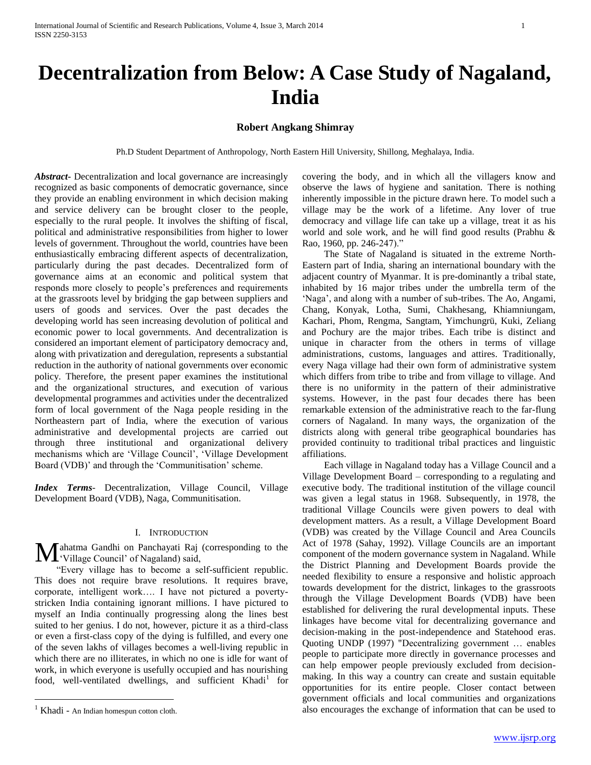# Decentralization from Below: A Case Study of Nagaland, India

**Robert Angkang Shimray**

Ph.D Student Department of Anthropology, North Eastern Hill University, Shillong, Meghalaya, India.

***Abstract*-** Decentralization and local governance are increasingly recognized as basic components of democratic governance, since they provide an enabling environment in which decision making and service delivery can be brought closer to the people, especially to the rural people. It involves the shifting of fiscal, political and administrative responsibilities from higher to lower levels of government. Throughout the world, countries have been enthusiastically embracing different aspects of decentralization, particularly during the past decades. Decentralized form of governance aims at an economic and political system that responds more closely to people's preferences and requirements at the grassroots level by bridging the gap between suppliers and users of goods and services. Over the past decades the developing world has seen increasing devolution of political and economic power to local governments. And decentralization is considered an important element of participatory democracy and, along with privatization and deregulation, represents a substantial reduction in the authority of national governments over economic policy. Therefore, the present paper examines the institutional and the organizational structures, and execution of various developmental programmes and activities under the decentralized form of local government of the Naga people residing in the Northeastern part of India, where the execution of various administrative and developmental projects are carried out through three institutional and organizational delivery mechanisms which are 'Village Council', 'Village Development Board (VDB)' and through the 'Communitisation' scheme.

***Index Terms*-** Decentralization, Village Council, Village Development Board (VDB), Naga, Communitisation.

## I. Introduction

Mahatma Gandhi on Panchayati Raj (corresponding to the 'Village Council' of Nagaland) said,

"Every village has to become a self-sufficient republic. This does not require brave resolutions. It requires brave, corporate, intelligent work…. I have not pictured a poverty-stricken India containing ignorant millions. I have pictured to myself an India continually progressing along the lines best suited to her genius. I do not, however, picture it as a third-class or even a first-class copy of the dying is fulfilled, and every one of the seven lakhs of villages becomes a well-living republic in which there are no illiterates, in which no one is idle for want of work, in which everyone is usefully occupied and has nourishing food, well-ventilated dwellings, and sufficient Khadi[1] for covering the body, and in which all the villagers know and observe the laws of hygiene and sanitation. There is nothing inherently impossible in the picture drawn here. To model such a village may be the work of a lifetime. Any lover of true democracy and village life can take up a village, treat it as his world and sole work, and he will find good results (Prabhu & Rao, 1960, pp. 246-247)."

The State of Nagaland is situated in the extreme North-Eastern part of India, sharing an international boundary with the adjacent country of Myanmar. It is pre-dominantly a tribal state, inhabited by 16 major tribes under the umbrella term of the 'Naga', and along with a number of sub-tribes. The Ao, Angami, Chang, Konyak, Lotha, Sumi, Chakhesang, Khiamniungam, Kachari, Phom, Rengma, Sangtam, Yimchungrü, Kuki, Zeliang and Pochury are the major tribes. Each tribe is distinct and unique in character from the others in terms of village administrations, customs, languages and attires. Traditionally, every Naga village had their own form of administrative system which differs from tribe to tribe and from village to village. And there is no uniformity in the pattern of their administrative systems. However, in the past four decades there has been remarkable extension of the administrative reach to the far-flung corners of Nagaland. In many ways, the organization of the districts along with general tribe geographical boundaries has provided continuity to traditional tribal practices and linguistic affiliations.

Each village in Nagaland today has a Village Council and a Village Development Board – corresponding to a regulating and executive body. The traditional institution of the village council was given a legal status in 1968. Subsequently, in 1978, the traditional Village Councils were given powers to deal with development matters. As a result, a Village Development Board (VDB) was created by the Village Council and Area Councils Act of 1978 (Sahay, 1992). Village Councils are an important component of the modern governance system in Nagaland. While the District Planning and Development Boards provide the needed flexibility to ensure a responsive and holistic approach towards development for the district, linkages to the grassroots through the Village Development Boards (VDB) have been established for delivering the rural developmental inputs. These linkages have become vital for decentralizing governance and decision-making in the post-independence and Statehood eras. Quoting UNDP (1997) "Decentralizing government … enables people to participate more directly in governance processes and can help empower people previously excluded from decision-making. In this way a country can create and sustain equitable opportunities for its entire people. Closer contact between government officials and local communities and organizations also encourages the exchange of information that can be used to

[1] Khadi - An Indian homespun cotton cloth.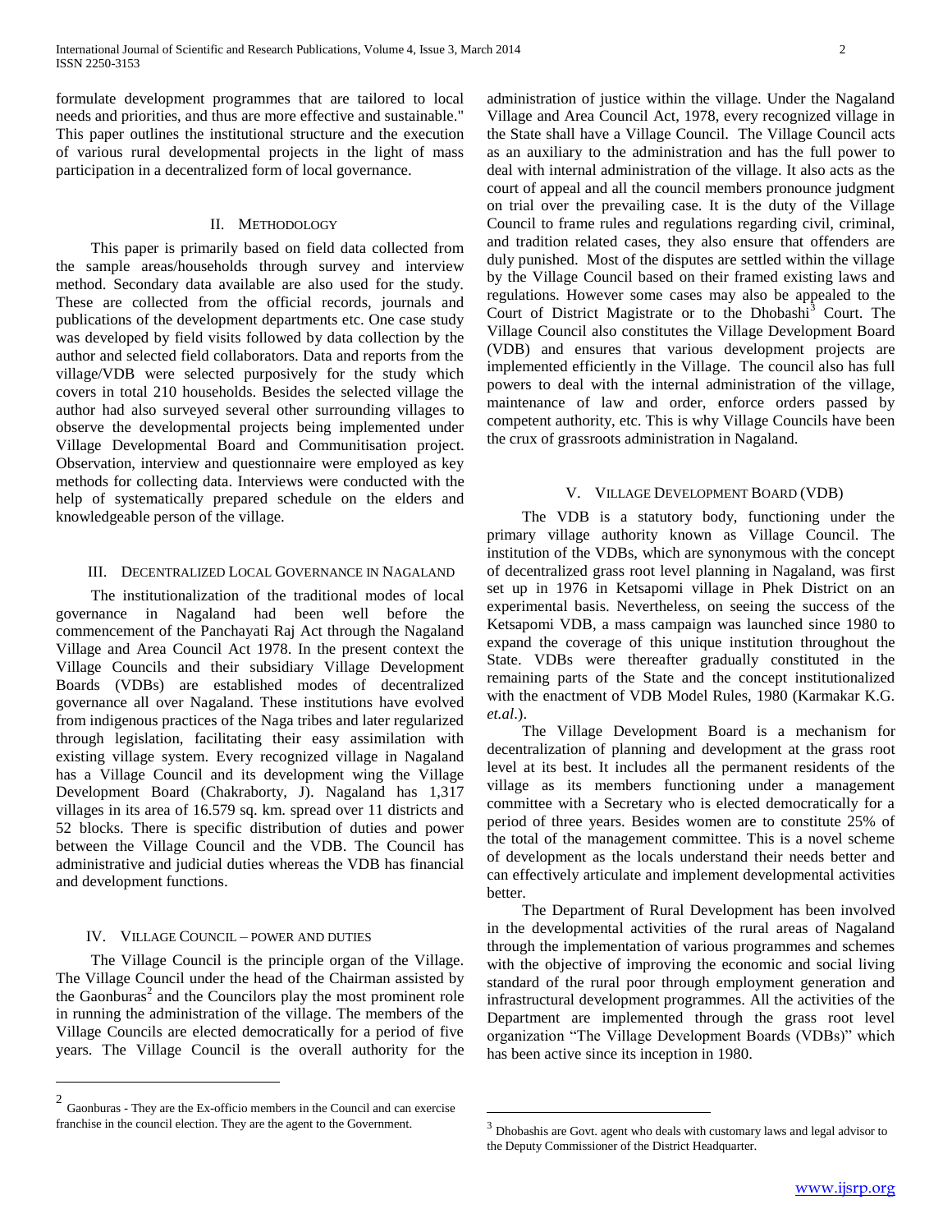formulate development programmes that are tailored to local needs and priorities, and thus are more effective and sustainable." This paper outlines the institutional structure and the execution of various rural developmental projects in the light of mass participation in a decentralized form of local governance.

## II. Methodology

This paper is primarily based on field data collected from the sample areas/households through survey and interview method. Secondary data available are also used for the study. These are collected from the official records, journals and publications of the development departments etc. One case study was developed by field visits followed by data collection by the author and selected field collaborators. Data and reports from the village/VDB were selected purposively for the study which covers in total 210 households. Besides the selected village the author had also surveyed several other surrounding villages to observe the developmental projects being implemented under Village Developmental Board and Communitisation project. Observation, interview and questionnaire were employed as key methods for collecting data. Interviews were conducted with the help of systematically prepared schedule on the elders and knowledgeable person of the village.

## III. Decentralized Local Governance in Nagaland

The institutionalization of the traditional modes of local governance in Nagaland had been well before the commencement of the Panchayati Raj Act through the Nagaland Village and Area Council Act 1978. In the present context the Village Councils and their subsidiary Village Development Boards (VDBs) are established modes of decentralized governance all over Nagaland. These institutions have evolved from indigenous practices of the Naga tribes and later regularized through legislation, facilitating their easy assimilation with existing village system. Every recognized village in Nagaland has a Village Council and its development wing the Village Development Board (Chakraborty, J). Nagaland has 1,317 villages in its area of 16.579 sq. km. spread over 11 districts and 52 blocks. There is specific distribution of duties and power between the Village Council and the VDB. The Council has administrative and judicial duties whereas the VDB has financial and development functions.

## IV. Village Council – Power and Duties

The Village Council is the principle organ of the Village. The Village Council under the head of the Chairman assisted by the Gaonburas[2] and the Councilors play the most prominent role in running the administration of the village. The members of the Village Councils are elected democratically for a period of five years. The Village Council is the overall authority for the administration of justice within the village. Under the Nagaland Village and Area Council Act, 1978, every recognized village in the State shall have a Village Council. The Village Council acts as an auxiliary to the administration and has the full power to deal with internal administration of the village. It also acts as the court of appeal and all the council members pronounce judgment on trial over the prevailing case. It is the duty of the Village Council to frame rules and regulations regarding civil, criminal, and tradition related cases, they also ensure that offenders are duly punished. Most of the disputes are settled within the village by the Village Council based on their framed existing laws and regulations. However some cases may also be appealed to the Court of District Magistrate or to the Dhobashi[3] Court. The Village Council also constitutes the Village Development Board (VDB) and ensures that various development projects are implemented efficiently in the Village. The council also has full powers to deal with the internal administration of the village, maintenance of law and order, enforce orders passed by competent authority, etc. This is why Village Councils have been the crux of grassroots administration in Nagaland.

## V. Village Development Board (VDB)

The VDB is a statutory body, functioning under the primary village authority known as Village Council. The institution of the VDBs, which are synonymous with the concept of decentralized grass root level planning in Nagaland, was first set up in 1976 in Ketsapomi village in Phek District on an experimental basis. Nevertheless, on seeing the success of the Ketsapomi VDB, a mass campaign was launched since 1980 to expand the coverage of this unique institution throughout the State. VDBs were thereafter gradually constituted in the remaining parts of the State and the concept institutionalized with the enactment of VDB Model Rules, 1980 (Karmakar K.G. *et.al*.).

The Village Development Board is a mechanism for decentralization of planning and development at the grass root level at its best. It includes all the permanent residents of the village as its members functioning under a management committee with a Secretary who is elected democratically for a period of three years. Besides women are to constitute 25% of the total of the management committee. This is a novel scheme of development as the locals understand their needs better and can effectively articulate and implement developmental activities better.

The Department of Rural Development has been involved in the developmental activities of the rural areas of Nagaland through the implementation of various programmes and schemes with the objective of improving the economic and social living standard of the rural poor through employment generation and infrastructural development programmes. All the activities of the Department are implemented through the grass root level organization "The Village Development Boards (VDBs)" which has been active since its inception in 1980.

---

[2] Gaonburas - They are the Ex-officio members in the Council and can exercise franchise in the council election. They are the agent to the Government.

[3] Dhobashis are Govt. agent who deals with customary laws and legal advisor to the Deputy Commissioner of the District Headquarter.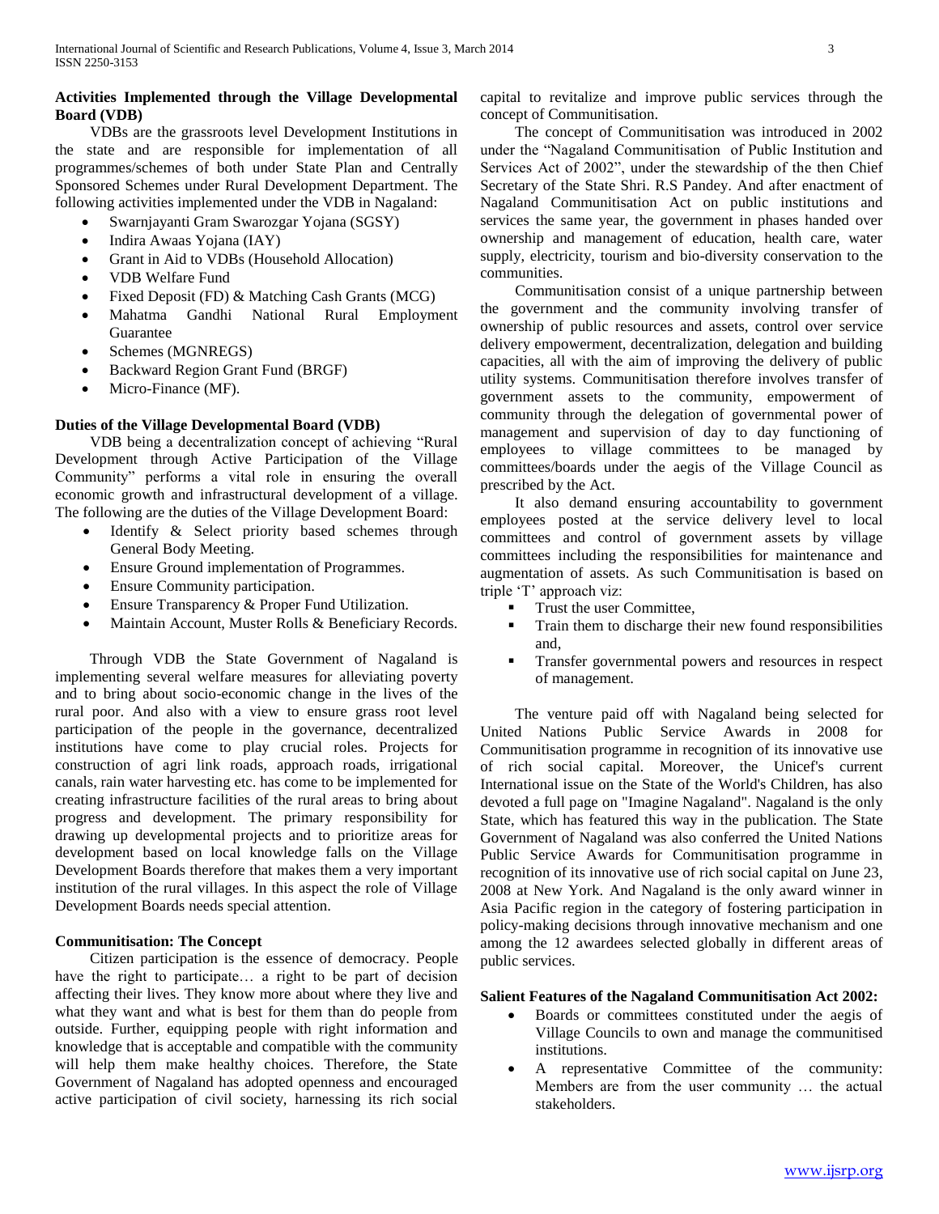**Activities Implemented through the Village Developmental Board (VDB)**

VDBs are the grassroots level Development Institutions in the state and are responsible for implementation of all programmes/schemes of both under State Plan and Centrally Sponsored Schemes under Rural Development Department. The following activities implemented under the VDB in Nagaland:

- Swarnjayanti Gram Swarozgar Yojana (SGSY)
- Indira Awaas Yojana (IAY)
- Grant in Aid to VDBs (Household Allocation)
- VDB Welfare Fund
- Fixed Deposit (FD) & Matching Cash Grants (MCG)
- Mahatma Gandhi National Rural Employment Guarantee
- Schemes (MGNREGS)
- Backward Region Grant Fund (BRGF)
- Micro-Finance (MF).

**Duties of the Village Developmental Board (VDB)**

VDB being a decentralization concept of achieving "Rural Development through Active Participation of the Village Community" performs a vital role in ensuring the overall economic growth and infrastructural development of a village. The following are the duties of the Village Development Board:

- Identify & Select priority based schemes through General Body Meeting.
- Ensure Ground implementation of Programmes.
- Ensure Community participation.
- Ensure Transparency & Proper Fund Utilization.
- Maintain Account, Muster Rolls & Beneficiary Records.

Through VDB the State Government of Nagaland is implementing several welfare measures for alleviating poverty and to bring about socio-economic change in the lives of the rural poor. And also with a view to ensure grass root level participation of the people in the governance, decentralized institutions have come to play crucial roles. Projects for construction of agri link roads, approach roads, irrigational canals, rain water harvesting etc. has come to be implemented for creating infrastructure facilities of the rural areas to bring about progress and development. The primary responsibility for drawing up developmental projects and to prioritize areas for development based on local knowledge falls on the Village Development Boards therefore that makes them a very important institution of the rural villages. In this aspect the role of Village Development Boards needs special attention.

**Communitisation: The Concept**

Citizen participation is the essence of democracy. People have the right to participate… a right to be part of decision affecting their lives. They know more about where they live and what they want and what is best for them than do people from outside. Further, equipping people with right information and knowledge that is acceptable and compatible with the community will help them make healthy choices. Therefore, the State Government of Nagaland has adopted openness and encouraged active participation of civil society, harnessing its rich social capital to revitalize and improve public services through the concept of Communitisation.

The concept of Communitisation was introduced in 2002 under the "Nagaland Communitisation of Public Institution and Services Act of 2002", under the stewardship of the then Chief Secretary of the State Shri. R.S Pandey. And after enactment of Nagaland Communitisation Act on public institutions and services the same year, the government in phases handed over ownership and management of education, health care, water supply, electricity, tourism and bio-diversity conservation to the communities.

Communitisation consist of a unique partnership between the government and the community involving transfer of ownership of public resources and assets, control over service delivery empowerment, decentralization, delegation and building capacities, all with the aim of improving the delivery of public utility systems. Communitisation therefore involves transfer of government assets to the community, empowerment of community through the delegation of governmental power of management and supervision of day to day functioning of employees to village committees to be managed by committees/boards under the aegis of the Village Council as prescribed by the Act.

It also demand ensuring accountability to government employees posted at the service delivery level to local committees and control of government assets by village committees including the responsibilities for maintenance and augmentation of assets. As such Communitisation is based on triple 'T' approach viz:

- Trust the user Committee,
- Train them to discharge their new found responsibilities and,
- Transfer governmental powers and resources in respect of management.

The venture paid off with Nagaland being selected for United Nations Public Service Awards in 2008 for Communitisation programme in recognition of its innovative use of rich social capital. Moreover, the Unicef's current International issue on the State of the World's Children, has also devoted a full page on "Imagine Nagaland". Nagaland is the only State, which has featured this way in the publication. The State Government of Nagaland was also conferred the United Nations Public Service Awards for Communitisation programme in recognition of its innovative use of rich social capital on June 23, 2008 at New York. And Nagaland is the only award winner in Asia Pacific region in the category of fostering participation in policy-making decisions through innovative mechanism and one among the 12 awardees selected globally in different areas of public services.

**Salient Features of the Nagaland Communitisation Act 2002:**

- Boards or committees constituted under the aegis of Village Councils to own and manage the communitised institutions.
- A representative Committee of the community: Members are from the user community … the actual stakeholders.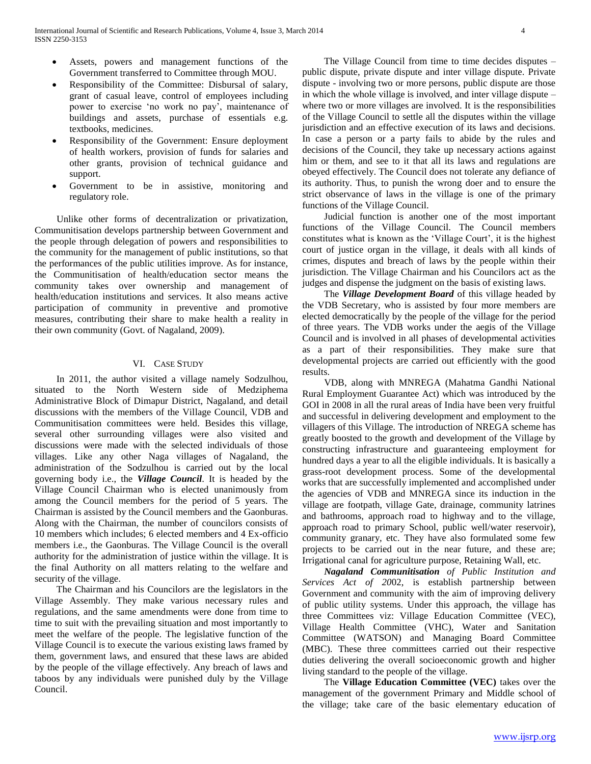- Assets, powers and management functions of the Government transferred to Committee through MOU.
- Responsibility of the Committee: Disbursal of salary, grant of casual leave, control of employees including power to exercise 'no work no pay', maintenance of buildings and assets, purchase of essentials e.g. textbooks, medicines.
- Responsibility of the Government: Ensure deployment of health workers, provision of funds for salaries and other grants, provision of technical guidance and support.
- Government to be in assistive, monitoring and regulatory role.

Unlike other forms of decentralization or privatization, Communitisation develops partnership between Government and the people through delegation of powers and responsibilities to the community for the management of public institutions, so that the performances of the public utilities improve. As for instance, the Communitisation of health/education sector means the community takes over ownership and management of health/education institutions and services. It also means active participation of community in preventive and promotive measures, contributing their share to make health a reality in their own community (Govt. of Nagaland, 2009).

## VI. Case Study

In 2011, the author visited a village namely Sodzulhou, situated to the North Western side of Medziphema Administrative Block of Dimapur District, Nagaland, and detail discussions with the members of the Village Council, VDB and Communitisation committees were held. Besides this village, several other surrounding villages were also visited and discussions were made with the selected individuals of those villages. Like any other Naga villages of Nagaland, the administration of the Sodzulhou is carried out by the local governing body i.e., the ***Village Council***. It is headed by the Village Council Chairman who is elected unanimously from among the Council members for the period of 5 years. The Chairman is assisted by the Council members and the Gaonburas. Along with the Chairman, the number of councilors consists of 10 members which includes; 6 elected members and 4 Ex-officio members i.e., the Gaonburas. The Village Council is the overall authority for the administration of justice within the village. It is the final Authority on all matters relating to the welfare and security of the village.

The Chairman and his Councilors are the legislators in the Village Assembly. They make various necessary rules and regulations, and the same amendments were done from time to time to suit with the prevailing situation and most importantly to meet the welfare of the people. The legislative function of the Village Council is to execute the various existing laws framed by them, government laws, and ensured that these laws are abided by the people of the village effectively. Any breach of laws and taboos by any individuals were punished duly by the Village Council.

The Village Council from time to time decides disputes – public dispute, private dispute and inter village dispute. Private dispute - involving two or more persons, public dispute are those in which the whole village is involved, and inter village dispute – where two or more villages are involved. It is the responsibilities of the Village Council to settle all the disputes within the village jurisdiction and an effective execution of its laws and decisions. In case a person or a party fails to abide by the rules and decisions of the Council, they take up necessary actions against him or them, and see to it that all its laws and regulations are obeyed effectively. The Council does not tolerate any defiance of its authority. Thus, to punish the wrong doer and to ensure the strict observance of laws in the village is one of the primary functions of the Village Council.

Judicial function is another one of the most important functions of the Village Council. The Council members constitutes what is known as the 'Village Court', it is the highest court of justice organ in the village, it deals with all kinds of crimes, disputes and breach of laws by the people within their jurisdiction. The Village Chairman and his Councilors act as the judges and dispense the judgment on the basis of existing laws.

The ***Village Development Board*** of this village headed by the VDB Secretary, who is assisted by four more members are elected democratically by the people of the village for the period of three years. The VDB works under the aegis of the Village Council and is involved in all phases of developmental activities as a part of their responsibilities. They make sure that developmental projects are carried out efficiently with the good results.

VDB, along with MNREGA (Mahatma Gandhi National Rural Employment Guarantee Act) which was introduced by the GOI in 2008 in all the rural areas of India have been very fruitful and successful in delivering development and employment to the villagers of this Village. The introduction of NREGA scheme has greatly boosted to the growth and development of the Village by constructing infrastructure and guaranteeing employment for hundred days a year to all the eligible individuals. It is basically a grass-root development process. Some of the developmental works that are successfully implemented and accomplished under the agencies of VDB and MNREGA since its induction in the village are footpath, village Gate, drainage, community latrines and bathrooms, approach road to highway and to the village, approach road to primary School, public well/water reservoir), community granary, etc. They have also formulated some few projects to be carried out in the near future, and these are; Irrigational canal for agriculture purpose, Retaining Wall, etc.

***Nagaland Communitisation** of Public Institution and Services Act of 20*02, is establish partnership between Government and community with the aim of improving delivery of public utility systems. Under this approach, the village has three Committees viz: Village Education Committee (VEC), Village Health Committee (VHC), Water and Sanitation Committee (WATSON) and Managing Board Committee (MBC). These three committees carried out their respective duties delivering the overall socioeconomic growth and higher living standard to the people of the village.

The **Village Education Committee (VEC)** takes over the management of the government Primary and Middle school of the village; take care of the basic elementary education of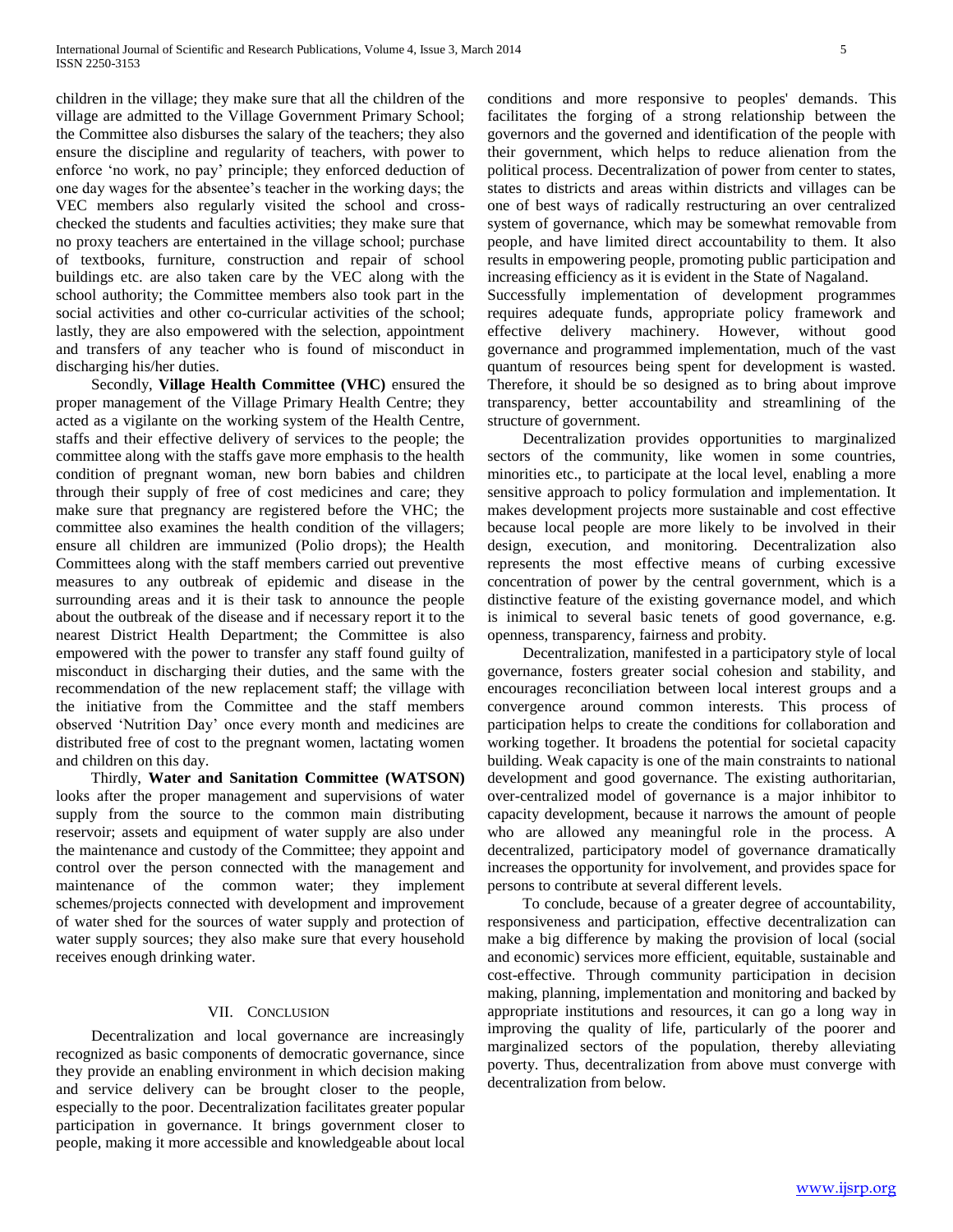children in the village; they make sure that all the children of the village are admitted to the Village Government Primary School; the Committee also disburses the salary of the teachers; they also ensure the discipline and regularity of teachers, with power to enforce 'no work, no pay' principle; they enforced deduction of one day wages for the absentee's teacher in the working days; the VEC members also regularly visited the school and cross-checked the students and faculties activities; they make sure that no proxy teachers are entertained in the village school; purchase of textbooks, furniture, construction and repair of school buildings etc. are also taken care by the VEC along with the school authority; the Committee members also took part in the social activities and other co-curricular activities of the school; lastly, they are also empowered with the selection, appointment and transfers of any teacher who is found of misconduct in discharging his/her duties.

Secondly, **Village Health Committee (VHC)** ensured the proper management of the Village Primary Health Centre; they acted as a vigilante on the working system of the Health Centre, staffs and their effective delivery of services to the people; the committee along with the staffs gave more emphasis to the health condition of pregnant woman, new born babies and children through their supply of free of cost medicines and care; they make sure that pregnancy are registered before the VHC; the committee also examines the health condition of the villagers; ensure all children are immunized (Polio drops); the Health Committees along with the staff members carried out preventive measures to any outbreak of epidemic and disease in the surrounding areas and it is their task to announce the people about the outbreak of the disease and if necessary report it to the nearest District Health Department; the Committee is also empowered with the power to transfer any staff found guilty of misconduct in discharging their duties, and the same with the recommendation of the new replacement staff; the village with the initiative from the Committee and the staff members observed 'Nutrition Day' once every month and medicines are distributed free of cost to the pregnant women, lactating women and children on this day.

Thirdly, **Water and Sanitation Committee (WATSON)** looks after the proper management and supervisions of water supply from the source to the common main distributing reservoir; assets and equipment of water supply are also under the maintenance and custody of the Committee; they appoint and control over the person connected with the management and maintenance of the common water; they implement schemes/projects connected with development and improvement of water shed for the sources of water supply and protection of water supply sources; they also make sure that every household receives enough drinking water.

## VII. Conclusion

Decentralization and local governance are increasingly recognized as basic components of democratic governance, since they provide an enabling environment in which decision making and service delivery can be brought closer to the people, especially to the poor. Decentralization facilitates greater popular participation in governance. It brings government closer to people, making it more accessible and knowledgeable about local conditions and more responsive to peoples' demands. This facilitates the forging of a strong relationship between the governors and the governed and identification of the people with their government, which helps to reduce alienation from the political process. Decentralization of power from center to states, states to districts and areas within districts and villages can be one of best ways of radically restructuring an over centralized system of governance, which may be somewhat removable from people, and have limited direct accountability to them. It also results in empowering people, promoting public participation and increasing efficiency as it is evident in the State of Nagaland.

Successfully implementation of development programmes requires adequate funds, appropriate policy framework and effective delivery machinery. However, without good governance and programmed implementation, much of the vast quantum of resources being spent for development is wasted. Therefore, it should be so designed as to bring about improve transparency, better accountability and streamlining of the structure of government.

Decentralization provides opportunities to marginalized sectors of the community, like women in some countries, minorities etc., to participate at the local level, enabling a more sensitive approach to policy formulation and implementation. It makes development projects more sustainable and cost effective because local people are more likely to be involved in their design, execution, and monitoring. Decentralization also represents the most effective means of curbing excessive concentration of power by the central government, which is a distinctive feature of the existing governance model, and which is inimical to several basic tenets of good governance, e.g. openness, transparency, fairness and probity.

Decentralization, manifested in a participatory style of local governance, fosters greater social cohesion and stability, and encourages reconciliation between local interest groups and a convergence around common interests. This process of participation helps to create the conditions for collaboration and working together. It broadens the potential for societal capacity building. Weak capacity is one of the main constraints to national development and good governance. The existing authoritarian, over-centralized model of governance is a major inhibitor to capacity development, because it narrows the amount of people who are allowed any meaningful role in the process. A decentralized, participatory model of governance dramatically increases the opportunity for involvement, and provides space for persons to contribute at several different levels.

To conclude, because of a greater degree of accountability, responsiveness and participation, effective decentralization can make a big difference by making the provision of local (social and economic) services more efficient, equitable, sustainable and cost-effective. Through community participation in decision making, planning, implementation and monitoring and backed by appropriate institutions and resources, it can go a long way in improving the quality of life, particularly of the poorer and marginalized sectors of the population, thereby alleviating poverty. Thus, decentralization from above must converge with decentralization from below.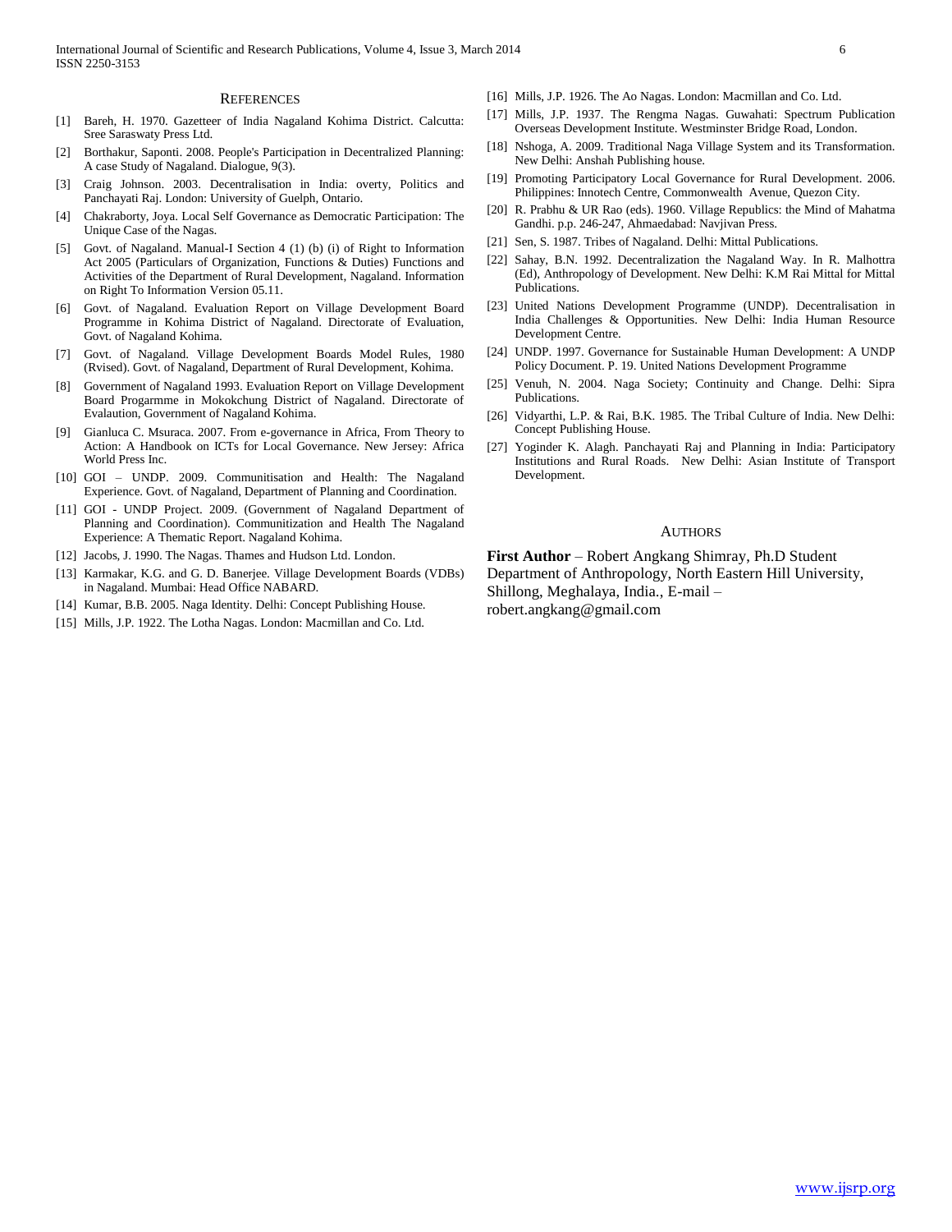## REFERENCES

[1] Bareh, H. 1970. Gazetteer of India Nagaland Kohima District. Calcutta: Sree Saraswaty Press Ltd.

[2] Borthakur, Saponti. 2008. People's Participation in Decentralized Planning: A case Study of Nagaland. Dialogue, 9(3).

[3] Craig Johnson. 2003. Decentralisation in India: overty, Politics and Panchayati Raj. London: University of Guelph, Ontario.

[4] Chakraborty, Joya. Local Self Governance as Democratic Participation: The Unique Case of the Nagas.

[5] Govt. of Nagaland. Manual-I Section 4 (1) (b) (i) of Right to Information Act 2005 (Particulars of Organization, Functions & Duties) Functions and Activities of the Department of Rural Development, Nagaland. Information on Right To Information Version 05.11.

[6] Govt. of Nagaland. Evaluation Report on Village Development Board Programme in Kohima District of Nagaland. Directorate of Evaluation, Govt. of Nagaland Kohima.

[7] Govt. of Nagaland. Village Development Boards Model Rules, 1980 (Rvised). Govt. of Nagaland, Department of Rural Development, Kohima.

[8] Government of Nagaland 1993. Evaluation Report on Village Development Board Progarmme in Mokokchung District of Nagaland. Directorate of Evalaution, Government of Nagaland Kohima.

[9] Gianluca C. Msuraca. 2007. From e-governance in Africa, From Theory to Action: A Handbook on ICTs for Local Governance. New Jersey: Africa World Press Inc.

[10] GOI – UNDP. 2009. Communitisation and Health: The Nagaland Experience. Govt. of Nagaland, Department of Planning and Coordination.

[11] GOI - UNDP Project. 2009. (Government of Nagaland Department of Planning and Coordination). Communitization and Health The Nagaland Experience: A Thematic Report. Nagaland Kohima.

[12] Jacobs, J. 1990. The Nagas. Thames and Hudson Ltd. London.

[13] Karmakar, K.G. and G. D. Banerjee. Village Development Boards (VDBs) in Nagaland. Mumbai: Head Office NABARD.

[14] Kumar, B.B. 2005. Naga Identity. Delhi: Concept Publishing House.

[15] Mills, J.P. 1922. The Lotha Nagas. London: Macmillan and Co. Ltd.

[16] Mills, J.P. 1926. The Ao Nagas. London: Macmillan and Co. Ltd.

[17] Mills, J.P. 1937. The Rengma Nagas. Guwahati: Spectrum Publication Overseas Development Institute. Westminster Bridge Road, London.

[18] Nshoga, A. 2009. Traditional Naga Village System and its Transformation. New Delhi: Anshah Publishing house.

[19] Promoting Participatory Local Governance for Rural Development. 2006. Philippines: Innotech Centre, Commonwealth Avenue, Quezon City.

[20] R. Prabhu & UR Rao (eds). 1960. Village Republics: the Mind of Mahatma Gandhi. p.p. 246-247, Ahmaedabad: Navjivan Press.

[21] Sen, S. 1987. Tribes of Nagaland. Delhi: Mittal Publications.

[22] Sahay, B.N. 1992. Decentralization the Nagaland Way. In R. Malhottra (Ed), Anthropology of Development. New Delhi: K.M Rai Mittal for Mittal Publications.

[23] United Nations Development Programme (UNDP). Decentralisation in India Challenges & Opportunities. New Delhi: India Human Resource Development Centre.

[24] UNDP. 1997. Governance for Sustainable Human Development: A UNDP Policy Document. P. 19. United Nations Development Programme

[25] Venuh, N. 2004. Naga Society; Continuity and Change. Delhi: Sipra Publications.

[26] Vidyarthi, L.P. & Rai, B.K. 1985. The Tribal Culture of India. New Delhi: Concept Publishing House.

[27] Yoginder K. Alagh. Panchayati Raj and Planning in India: Participatory Institutions and Rural Roads. New Delhi: Asian Institute of Transport Development.

## AUTHORS

**First Author** – Robert Angkang Shimray, Ph.D Student Department of Anthropology, North Eastern Hill University, Shillong, Meghalaya, India., E-mail – robert.angkang@gmail.com